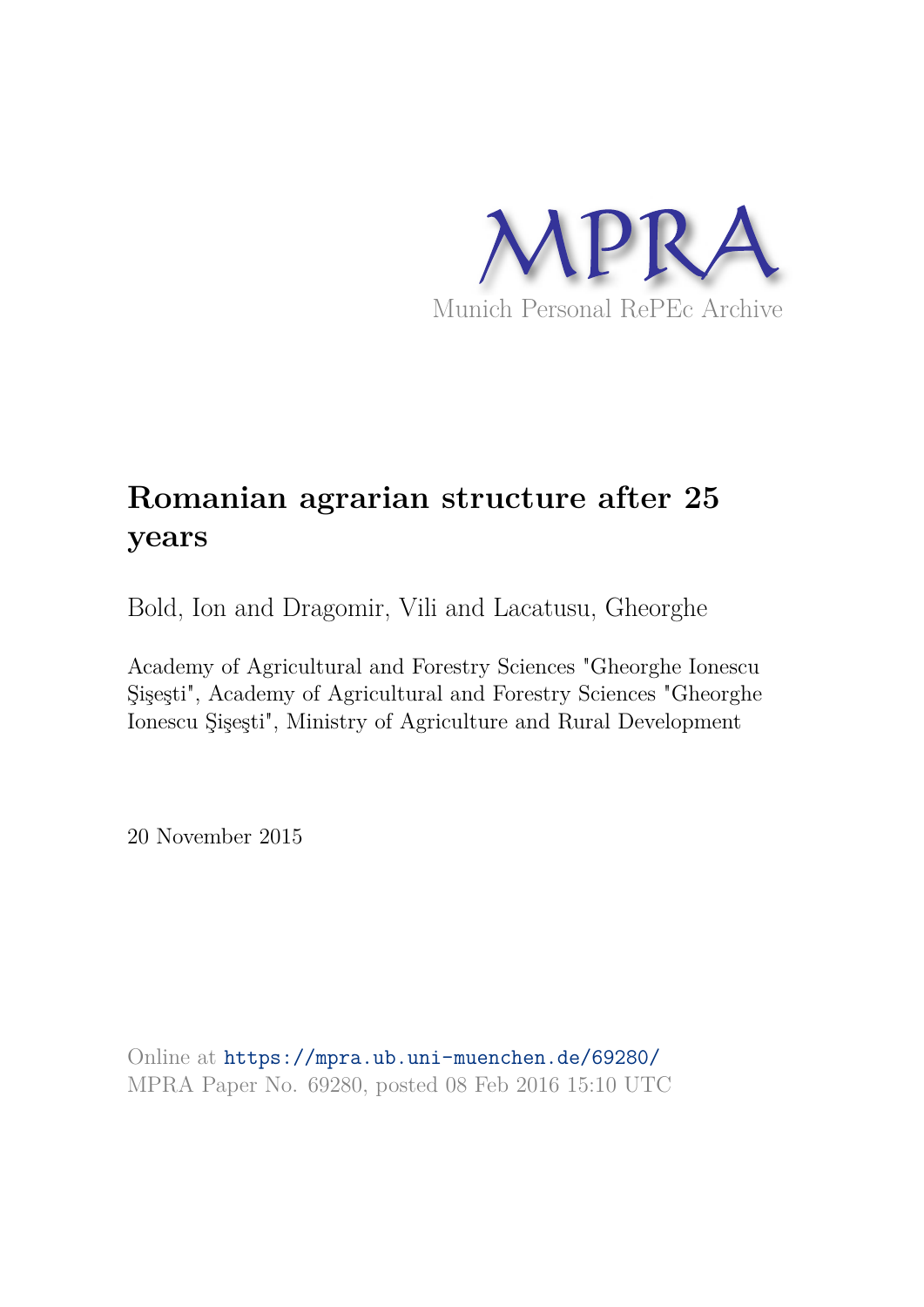MPRA

Munich Personal RePEc Archive

# Romanian agrarian structure after 25 years

Bold, Ion and Dragomir, Vili and Lacatusu, Gheorghe

Academy of Agricultural and Forestry Sciences "Gheorghe Ionescu Şişeşti", Academy of Agricultural and Forestry Sciences "Gheorghe Ionescu Şişeşti", Ministry of Agriculture and Rural Development

20 November 2015

Online at https://mpra.ub.uni-muenchen.de/69280/
MPRA Paper No. 69280, posted 08 Feb 2016 15:10 UTC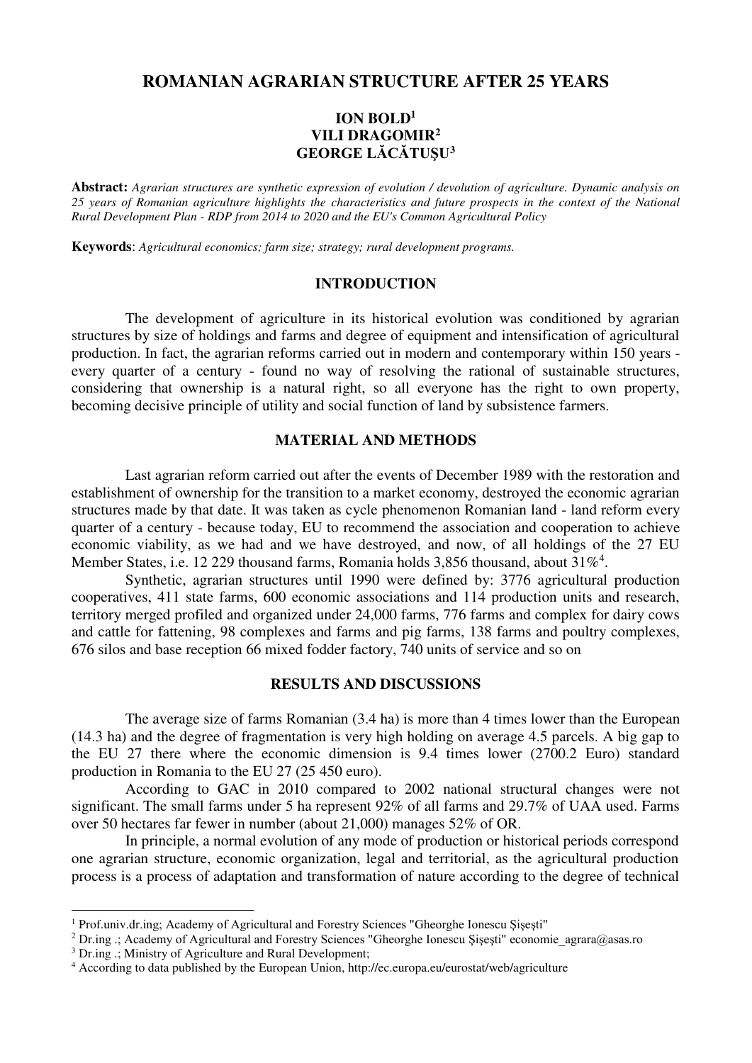# ROMANIAN AGRARIAN STRUCTURE AFTER 25 YEARS

**ION BOLD[1]**
**VILI DRAGOMIR[2]**
**GEORGE LĂCĂTUŞU[3]**

**Abstract:** *Agrarian structures are synthetic expression of evolution / devolution of agriculture. Dynamic analysis on 25 years of Romanian agriculture highlights the characteristics and future prospects in the context of the National Rural Development Plan - RDP from 2014 to 2020 and the EU's Common Agricultural Policy*

**Keywords**: *Agricultural economics; farm size; strategy; rural development programs.*

## INTRODUCTION

The development of agriculture in its historical evolution was conditioned by agrarian structures by size of holdings and farms and degree of equipment and intensification of agricultural production. In fact, the agrarian reforms carried out in modern and contemporary within 150 years - every quarter of a century - found no way of resolving the rational of sustainable structures, considering that ownership is a natural right, so all everyone has the right to own property, becoming decisive principle of utility and social function of land by subsistence farmers.

## MATERIAL AND METHODS

Last agrarian reform carried out after the events of December 1989 with the restoration and establishment of ownership for the transition to a market economy, destroyed the economic agrarian structures made by that date. It was taken as cycle phenomenon Romanian land - land reform every quarter of a century - because today, EU to recommend the association and cooperation to achieve economic viability, as we had and we have destroyed, and now, of all holdings of the 27 EU Member States, i.e. 12 229 thousand farms, Romania holds 3,856 thousand, about 31%[4].

Synthetic, agrarian structures until 1990 were defined by: 3776 agricultural production cooperatives, 411 state farms, 600 economic associations and 114 production units and research, territory merged profiled and organized under 24,000 farms, 776 farms and complex for dairy cows and cattle for fattening, 98 complexes and farms and pig farms, 138 farms and poultry complexes, 676 silos and base reception 66 mixed fodder factory, 740 units of service and so on

## RESULTS AND DISCUSSIONS

The average size of farms Romanian (3.4 ha) is more than 4 times lower than the European (14.3 ha) and the degree of fragmentation is very high holding on average 4.5 parcels. A big gap to the EU 27 there where the economic dimension is 9.4 times lower (2700.2 Euro) standard production in Romania to the EU 27 (25 450 euro).

According to GAC in 2010 compared to 2002 national structural changes were not significant. The small farms under 5 ha represent 92% of all farms and 29.7% of UAA used. Farms over 50 hectares far fewer in number (about 21,000) manages 52% of OR.

In principle, a normal evolution of any mode of production or historical periods correspond one agrarian structure, economic organization, legal and territorial, as the agricultural production process is a process of adaptation and transformation of nature according to the degree of technical

---

[1] Prof.univ.dr.ing; Academy of Agricultural and Forestry Sciences "Gheorghe Ionescu Şişeşti"

[2] Dr.ing .; Academy of Agricultural and Forestry Sciences "Gheorghe Ionescu Şişeşti" economie_agrara@asas.ro

[3] Dr.ing .; Ministry of Agriculture and Rural Development;

[4] According to data published by the European Union, http://ec.europa.eu/eurostat/web/agriculture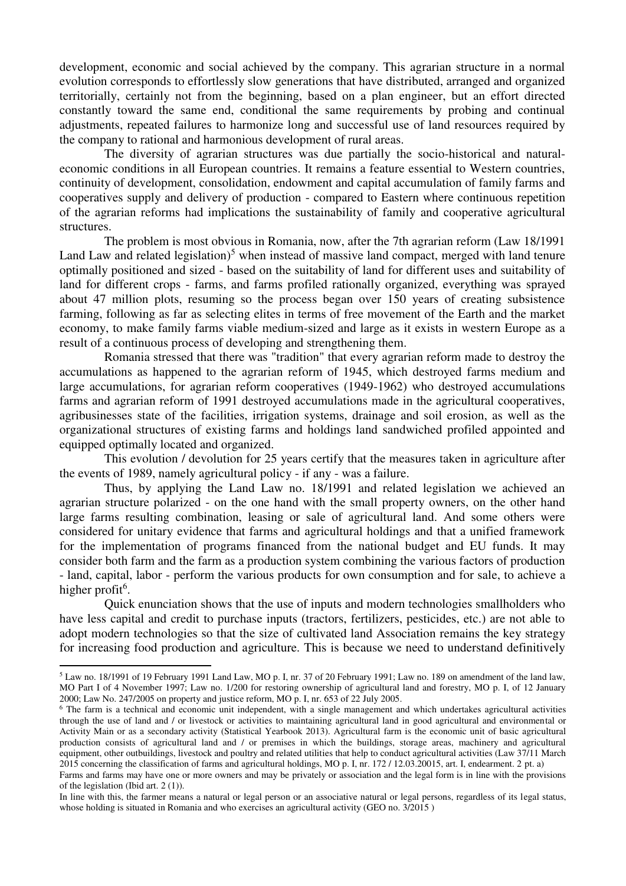development, economic and social achieved by the company. This agrarian structure in a normal evolution corresponds to effortlessly slow generations that have distributed, arranged and organized territorially, certainly not from the beginning, based on a plan engineer, but an effort directed constantly toward the same end, conditional the same requirements by probing and continual adjustments, repeated failures to harmonize long and successful use of land resources required by the company to rational and harmonious development of rural areas.

The diversity of agrarian structures was due partially the socio-historical and natural-economic conditions in all European countries. It remains a feature essential to Western countries, continuity of development, consolidation, endowment and capital accumulation of family farms and cooperatives supply and delivery of production - compared to Eastern where continuous repetition of the agrarian reforms had implications the sustainability of family and cooperative agricultural structures.

The problem is most obvious in Romania, now, after the 7th agrarian reform (Law 18/1991 Land Law and related legislation)[5] when instead of massive land compact, merged with land tenure optimally positioned and sized - based on the suitability of land for different uses and suitability of land for different crops - farms, and farms profiled rationally organized, everything was sprayed about 47 million plots, resuming so the process began over 150 years of creating subsistence farming, following as far as selecting elites in terms of free movement of the Earth and the market economy, to make family farms viable medium-sized and large as it exists in western Europe as a result of a continuous process of developing and strengthening them.

Romania stressed that there was "tradition" that every agrarian reform made to destroy the accumulations as happened to the agrarian reform of 1945, which destroyed farms medium and large accumulations, for agrarian reform cooperatives (1949-1962) who destroyed accumulations farms and agrarian reform of 1991 destroyed accumulations made in the agricultural cooperatives, agribusinesses state of the facilities, irrigation systems, drainage and soil erosion, as well as the organizational structures of existing farms and holdings land sandwiched profiled appointed and equipped optimally located and organized.

This evolution / devolution for 25 years certify that the measures taken in agriculture after the events of 1989, namely agricultural policy - if any - was a failure.

Thus, by applying the Land Law no. 18/1991 and related legislation we achieved an agrarian structure polarized - on the one hand with the small property owners, on the other hand large farms resulting combination, leasing or sale of agricultural land. And some others were considered for unitary evidence that farms and agricultural holdings and that a unified framework for the implementation of programs financed from the national budget and EU funds. It may consider both farm and the farm as a production system combining the various factors of production - land, capital, labor - perform the various products for own consumption and for sale, to achieve a higher profit[6].

Quick enunciation shows that the use of inputs and modern technologies smallholders who have less capital and credit to purchase inputs (tractors, fertilizers, pesticides, etc.) are not able to adopt modern technologies so that the size of cultivated land Association remains the key strategy for increasing food production and agriculture. This is because we need to understand definitively

---

[5] Law no. 18/1991 of 19 February 1991 Land Law, MO p. I, nr. 37 of 20 February 1991; Law no. 189 on amendment of the land law, MO Part I of 4 November 1997; Law no. 1/200 for restoring ownership of agricultural land and forestry, MO p. I, of 12 January 2000; Law No. 247/2005 on property and justice reform, MO p. I, nr. 653 of 22 July 2005.

[6] The farm is a technical and economic unit independent, with a single management and which undertakes agricultural activities through the use of land and / or livestock or activities to maintaining agricultural land in good agricultural and environmental or Activity Main or as a secondary activity (Statistical Yearbook 2013). Agricultural farm is the economic unit of basic agricultural production consists of agricultural land and / or premises in which the buildings, storage areas, machinery and agricultural equipment, other outbuildings, livestock and poultry and related utilities that help to conduct agricultural activities (Law 37/11 March 2015 concerning the classification of farms and agricultural holdings, MO p. I, nr. 172 / 12.03.20015, art. I, endearment. 2 pt. a)

Farms and farms may have one or more owners and may be privately or association and the legal form is in line with the provisions of the legislation (Ibid art. 2 (1)).

In line with this, the farmer means a natural or legal person or an associative natural or legal persons, regardless of its legal status, whose holding is situated in Romania and who exercises an agricultural activity (GEO no. 3/2015 )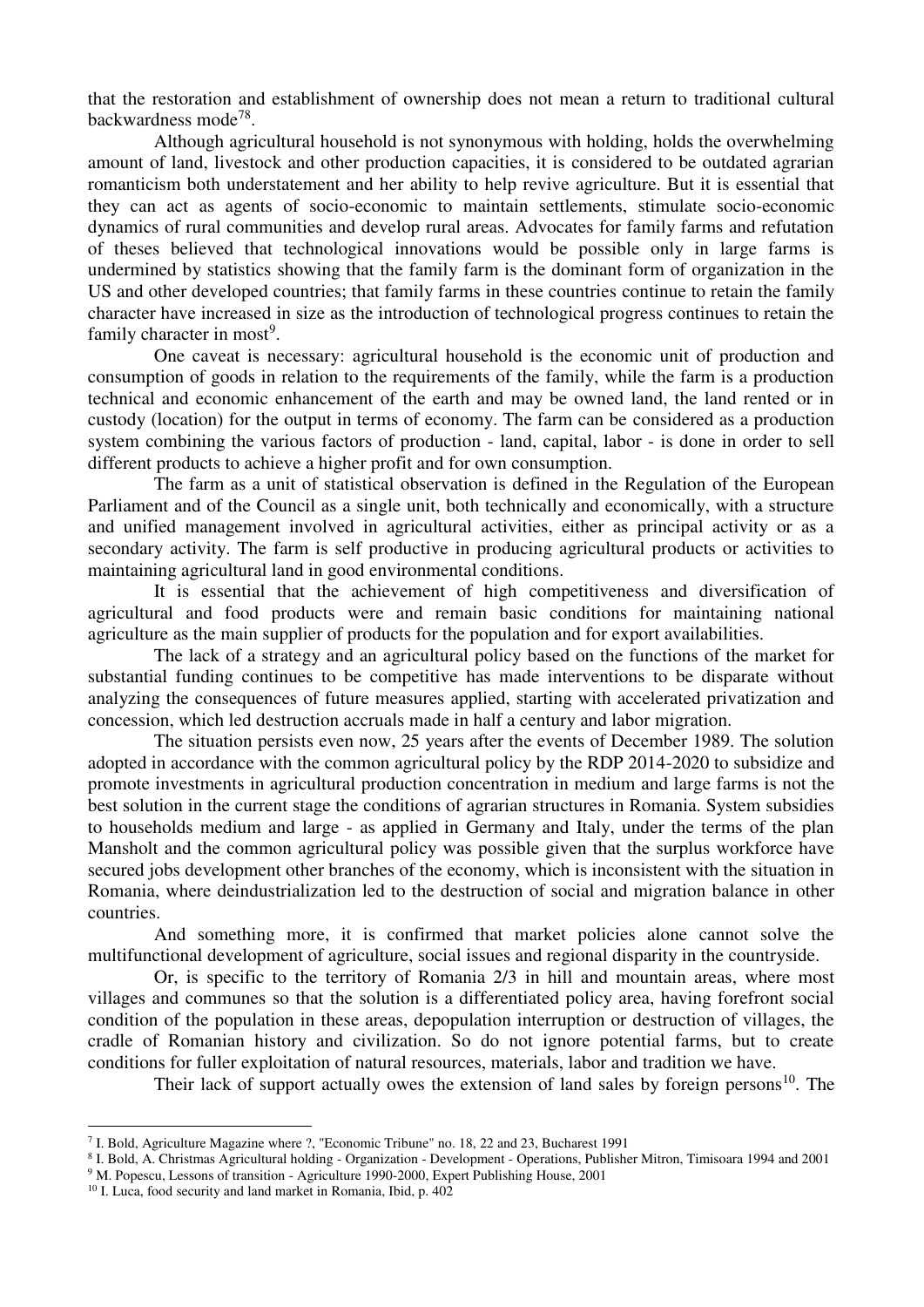that the restoration and establishment of ownership does not mean a return to traditional cultural backwardness mode[78].

Although agricultural household is not synonymous with holding, holds the overwhelming amount of land, livestock and other production capacities, it is considered to be outdated agrarian romanticism both understatement and her ability to help revive agriculture. But it is essential that they can act as agents of socio-economic to maintain settlements, stimulate socio-economic dynamics of rural communities and develop rural areas. Advocates for family farms and refutation of theses believed that technological innovations would be possible only in large farms is undermined by statistics showing that the family farm is the dominant form of organization in the US and other developed countries; that family farms in these countries continue to retain the family character have increased in size as the introduction of technological progress continues to retain the family character in most[9].

One caveat is necessary: agricultural household is the economic unit of production and consumption of goods in relation to the requirements of the family, while the farm is a production technical and economic enhancement of the earth and may be owned land, the land rented or in custody (location) for the output in terms of economy. The farm can be considered as a production system combining the various factors of production - land, capital, labor - is done in order to sell different products to achieve a higher profit and for own consumption.

The farm as a unit of statistical observation is defined in the Regulation of the European Parliament and of the Council as a single unit, both technically and economically, with a structure and unified management involved in agricultural activities, either as principal activity or as a secondary activity. The farm is self productive in producing agricultural products or activities to maintaining agricultural land in good environmental conditions.

It is essential that the achievement of high competitiveness and diversification of agricultural and food products were and remain basic conditions for maintaining national agriculture as the main supplier of products for the population and for export availabilities.

The lack of a strategy and an agricultural policy based on the functions of the market for substantial funding continues to be competitive has made interventions to be disparate without analyzing the consequences of future measures applied, starting with accelerated privatization and concession, which led destruction accruals made in half a century and labor migration.

The situation persists even now, 25 years after the events of December 1989. The solution adopted in accordance with the common agricultural policy by the RDP 2014-2020 to subsidize and promote investments in agricultural production concentration in medium and large farms is not the best solution in the current stage the conditions of agrarian structures in Romania. System subsidies to households medium and large - as applied in Germany and Italy, under the terms of the plan Mansholt and the common agricultural policy was possible given that the surplus workforce have secured jobs development other branches of the economy, which is inconsistent with the situation in Romania, where deindustrialization led to the destruction of social and migration balance in other countries.

And something more, it is confirmed that market policies alone cannot solve the multifunctional development of agriculture, social issues and regional disparity in the countryside.

Or, is specific to the territory of Romania 2/3 in hill and mountain areas, where most villages and communes so that the solution is a differentiated policy area, having forefront social condition of the population in these areas, depopulation interruption or destruction of villages, the cradle of Romanian history and civilization. So do not ignore potential farms, but to create conditions for fuller exploitation of natural resources, materials, labor and tradition we have.

Their lack of support actually owes the extension of land sales by foreign persons[10]. The

---

[7] I. Bold, Agriculture Magazine where ?, "Economic Tribune" no. 18, 22 and 23, Bucharest 1991

[8] I. Bold, A. Christmas Agricultural holding - Organization - Development - Operations, Publisher Mitron, Timisoara 1994 and 2001

[9] M. Popescu, Lessons of transition - Agriculture 1990-2000, Expert Publishing House, 2001

[10] I. Luca, food security and land market in Romania, Ibid, p. 402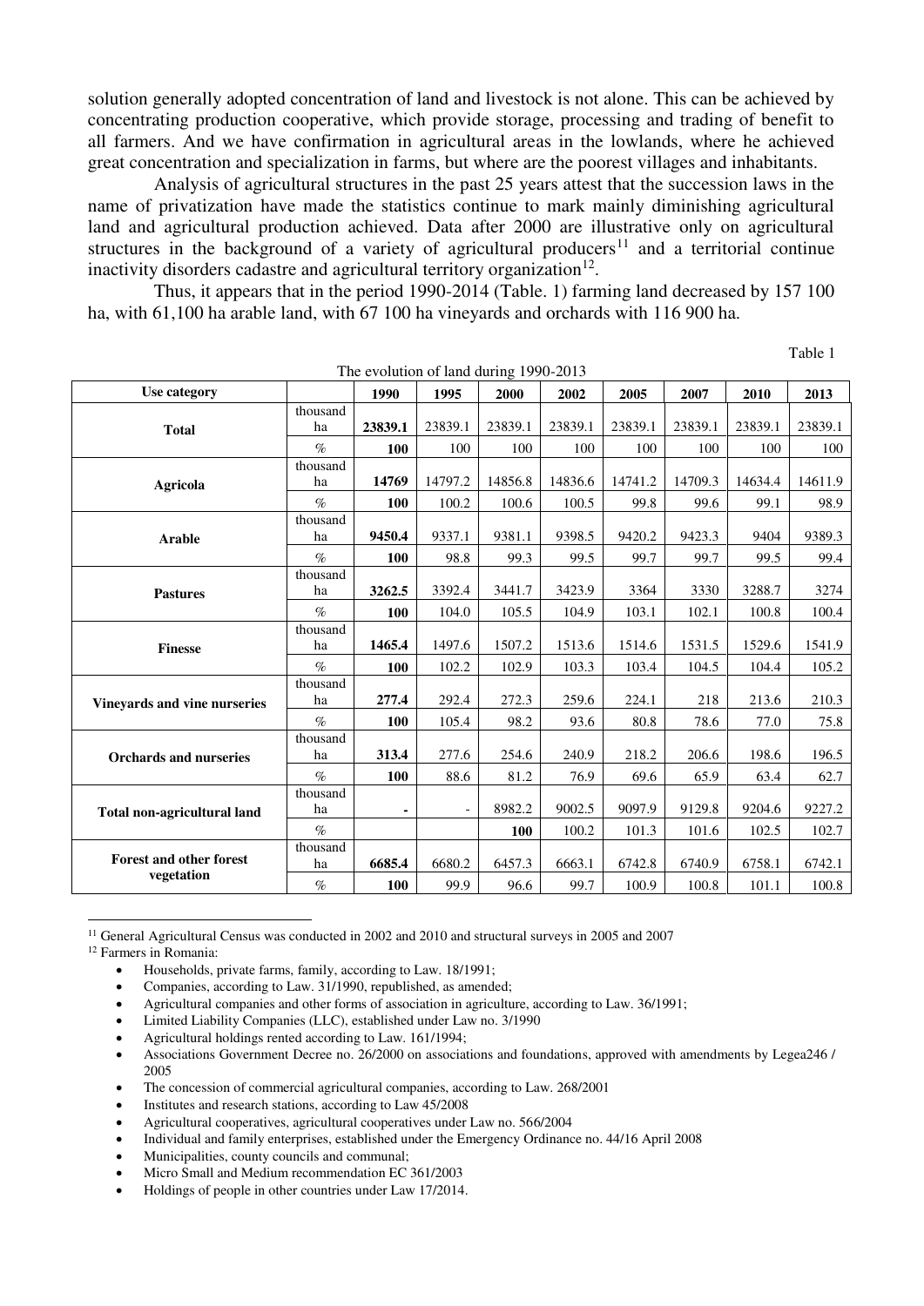solution generally adopted concentration of land and livestock is not alone. This can be achieved by concentrating production cooperative, which provide storage, processing and trading of benefit to all farmers. And we have confirmation in agricultural areas in the lowlands, where he achieved great concentration and specialization in farms, but where are the poorest villages and inhabitants.

Analysis of agricultural structures in the past 25 years attest that the succession laws in the name of privatization have made the statistics continue to mark mainly diminishing agricultural land and agricultural production achieved. Data after 2000 are illustrative only on agricultural structures in the background of a variety of agricultural producers[11] and a territorial continue inactivity disorders cadastre and agricultural territory organization[12].

Thus, it appears that in the period 1990-2014 (Table. 1) farming land decreased by 157 100 ha, with 61,100 ha arable land, with 67 100 ha vineyards and orchards with 116 900 ha.

Table 1

The evolution of land during 1990-2013

| Use category | | 1990 | 1995 | 2000 | 2002 | 2005 | 2007 | 2010 | 2013 |
|---|---|---|---|---|---|---|---|---|---|
| **Total** | thousand ha | **23839.1** | 23839.1 | 23839.1 | 23839.1 | 23839.1 | 23839.1 | 23839.1 | 23839.1 |
| | % | **100** | 100 | 100 | 100 | 100 | 100 | 100 | 100 |
| **Agricola** | thousand ha | **14769** | 14797.2 | 14856.8 | 14836.6 | 14741.2 | 14709.3 | 14634.4 | 14611.9 |
| | % | **100** | 100.2 | 100.6 | 100.5 | 99.8 | 99.6 | 99.1 | 98.9 |
| **Arable** | thousand ha | **9450.4** | 9337.1 | 9381.1 | 9398.5 | 9420.2 | 9423.3 | 9404 | 9389.3 |
| | % | **100** | 98.8 | 99.3 | 99.5 | 99.7 | 99.7 | 99.5 | 99.4 |
| **Pastures** | thousand ha | **3262.5** | 3392.4 | 3441.7 | 3423.9 | 3364 | 3330 | 3288.7 | 3274 |
| | % | **100** | 104.0 | 105.5 | 104.9 | 103.1 | 102.1 | 100.8 | 100.4 |
| **Finesse** | thousand ha | **1465.4** | 1497.6 | 1507.2 | 1513.6 | 1514.6 | 1531.5 | 1529.6 | 1541.9 |
| | % | **100** | 102.2 | 102.9 | 103.3 | 103.4 | 104.5 | 104.4 | 105.2 |
| **Vineyards and vine nurseries** | thousand ha | **277.4** | 292.4 | 272.3 | 259.6 | 224.1 | 218 | 213.6 | 210.3 |
| | % | **100** | 105.4 | 98.2 | 93.6 | 80.8 | 78.6 | 77.0 | 75.8 |
| **Orchards and nurseries** | thousand ha | **313.4** | 277.6 | 254.6 | 240.9 | 218.2 | 206.6 | 198.6 | 196.5 |
| | % | **100** | 88.6 | 81.2 | 76.9 | 69.6 | 65.9 | 63.4 | 62.7 |
| **Total non-agricultural land** | thousand ha | **-** | - | 8982.2 | 9002.5 | 9097.9 | 9129.8 | 9204.6 | 9227.2 |
| | % | | | **100** | 100.2 | 101.3 | 101.6 | 102.5 | 102.7 |
| **Forest and other forest vegetation** | thousand ha | **6685.4** | 6680.2 | 6457.3 | 6663.1 | 6742.8 | 6740.9 | 6758.1 | 6742.1 |
| | % | **100** | 99.9 | 96.6 | 99.7 | 100.9 | 100.8 | 101.1 | 100.8 |

---

[11] General Agricultural Census was conducted in 2002 and 2010 and structural surveys in 2005 and 2007

[12] Farmers in Romania:

- Households, private farms, family, according to Law. 18/1991;
- Companies, according to Law. 31/1990, republished, as amended;
- Agricultural companies and other forms of association in agriculture, according to Law. 36/1991;
- Limited Liability Companies (LLC), established under Law no. 3/1990
- Agricultural holdings rented according to Law. 161/1994;
- Associations Government Decree no. 26/2000 on associations and foundations, approved with amendments by Legea246 / 2005
- The concession of commercial agricultural companies, according to Law. 268/2001
- Institutes and research stations, according to Law 45/2008
- Agricultural cooperatives, agricultural cooperatives under Law no. 566/2004
- Individual and family enterprises, established under the Emergency Ordinance no. 44/16 April 2008
- Municipalities, county councils and communal;
- Micro Small and Medium recommendation EC 361/2003
- Holdings of people in other countries under Law 17/2014.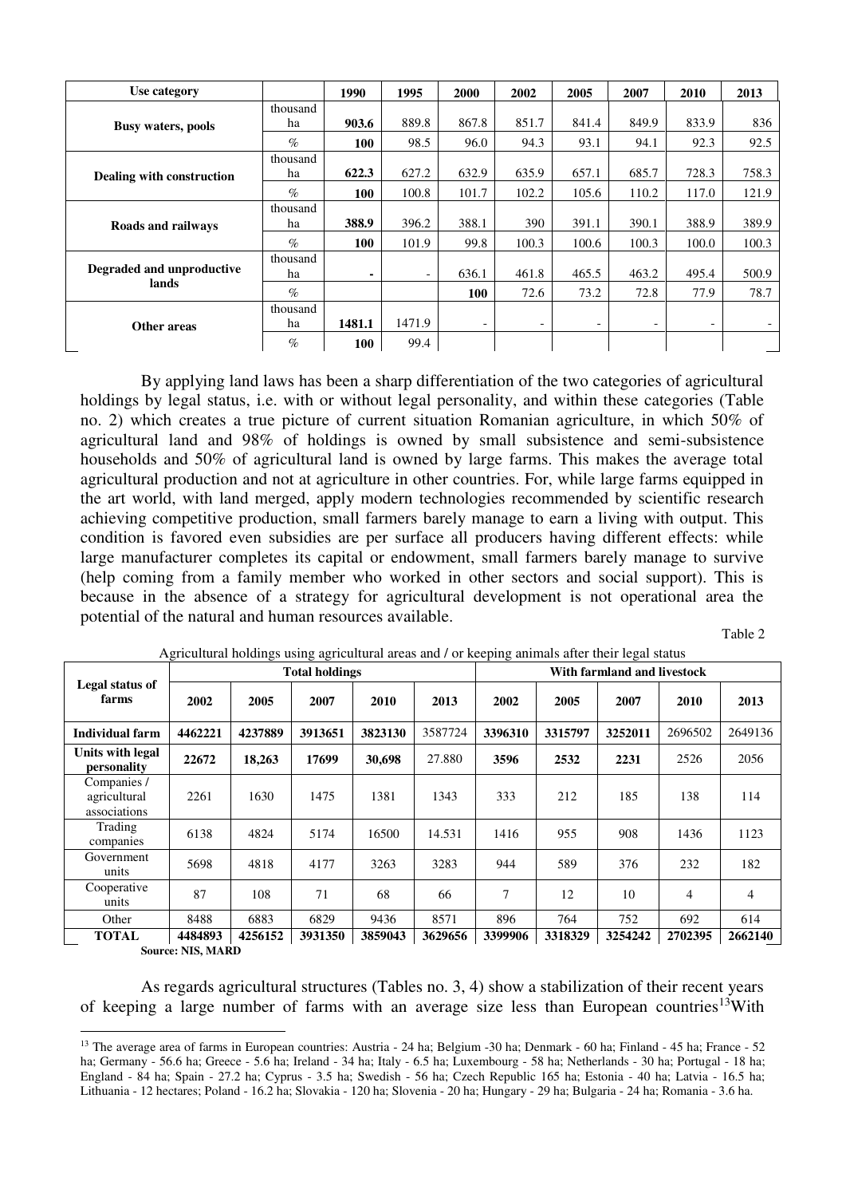| Use category | | 1990 | 1995 | 2000 | 2002 | 2005 | 2007 | 2010 | 2013 |
|---|---|---|---|---|---|---|---|---|---|
| **Busy waters, pools** | thousand ha | **903.6** | 889.8 | 867.8 | 851.7 | 841.4 | 849.9 | 833.9 | 836 |
| | % | **100** | 98.5 | 96.0 | 94.3 | 93.1 | 94.1 | 92.3 | 92.5 |
| **Dealing with construction** | thousand ha | **622.3** | 627.2 | 632.9 | 635.9 | 657.1 | 685.7 | 728.3 | 758.3 |
| | % | **100** | 100.8 | 101.7 | 102.2 | 105.6 | 110.2 | 117.0 | 121.9 |
| **Roads and railways** | thousand ha | **388.9** | 396.2 | 388.1 | 390 | 391.1 | 390.1 | 388.9 | 389.9 |
| | % | **100** | 101.9 | 99.8 | 100.3 | 100.6 | 100.3 | 100.0 | 100.3 |
| **Degraded and unproductive lands** | thousand ha | **-** | - | 636.1 | 461.8 | 465.5 | 463.2 | 495.4 | 500.9 |
| | % | | | **100** | 72.6 | 73.2 | 72.8 | 77.9 | 78.7 |
| **Other areas** | thousand ha | **1481.1** | 1471.9 | - | - | - | - | - | - |
| | % | **100** | 99.4 | | | | | | |

By applying land laws has been a sharp differentiation of the two categories of agricultural holdings by legal status, i.e. with or without legal personality, and within these categories (Table no. 2) which creates a true picture of current situation Romanian agriculture, in which 50% of agricultural land and 98% of holdings is owned by small subsistence and semi-subsistence households and 50% of agricultural land is owned by large farms. This makes the average total agricultural production and not at agriculture in other countries. For, while large farms equipped in the art world, with land merged, apply modern technologies recommended by scientific research achieving competitive production, small farmers barely manage to earn a living with output. This condition is favored even subsidies are per surface all producers having different effects: while large manufacturer completes its capital or endowment, small farmers barely manage to survive (help coming from a family member who worked in other sectors and social support). This is because in the absence of a strategy for agricultural development is not operational area the potential of the natural and human resources available.

Table 2

Agricultural holdings using agricultural areas and / or keeping animals after their legal status

| Legal status of farms | Total holdings | | | | | With farmland and livestock | | | | |
|---|---|---|---|---|---|---|---|---|---|---|
| | 2002 | 2005 | 2007 | 2010 | 2013 | 2002 | 2005 | 2007 | 2010 | 2013 |
| **Individual farm** | **4462221** | **4237889** | **3913651** | **3823130** | 3587724 | **3396310** | **3315797** | **3252011** | 2696502 | 2649136 |
| **Units with legal personality** | **22672** | **18,263** | **17699** | **30,698** | 27.880 | **3596** | **2532** | **2231** | 2526 | 2056 |
| Companies / agricultural associations | 2261 | 1630 | 1475 | 1381 | 1343 | 333 | 212 | 185 | 138 | 114 |
| Trading companies | 6138 | 4824 | 5174 | 16500 | 14.531 | 1416 | 955 | 908 | 1436 | 1123 |
| Government units | 5698 | 4818 | 4177 | 3263 | 3283 | 944 | 589 | 376 | 232 | 182 |
| Cooperative units | 87 | 108 | 71 | 68 | 66 | 7 | 12 | 10 | 4 | 4 |
| Other | 8488 | 6883 | 6829 | 9436 | 8571 | 896 | 764 | 752 | 692 | 614 |
| **TOTAL** | **4484893** | **4256152** | **3931350** | **3859043** | **3629656** | **3399906** | **3318329** | **3254242** | **2702395** | **2662140** |

**Source: NIS, MARD**

As regards agricultural structures (Tables no. 3, 4) show a stabilization of their recent years of keeping a large number of farms with an average size less than European countries[13]With

[13] The average area of farms in European countries: Austria - 24 ha; Belgium -30 ha; Denmark - 60 ha; Finland - 45 ha; France - 52 ha; Germany - 56.6 ha; Greece - 5.6 ha; Ireland - 34 ha; Italy - 6.5 ha; Luxembourg - 58 ha; Netherlands - 30 ha; Portugal - 18 ha; England - 84 ha; Spain - 27.2 ha; Cyprus - 3.5 ha; Swedish - 56 ha; Czech Republic 165 ha; Estonia - 40 ha; Latvia - 16.5 ha; Lithuania - 12 hectares; Poland - 16.2 ha; Slovakia - 120 ha; Slovenia - 20 ha; Hungary - 29 ha; Bulgaria - 24 ha; Romania - 3.6 ha.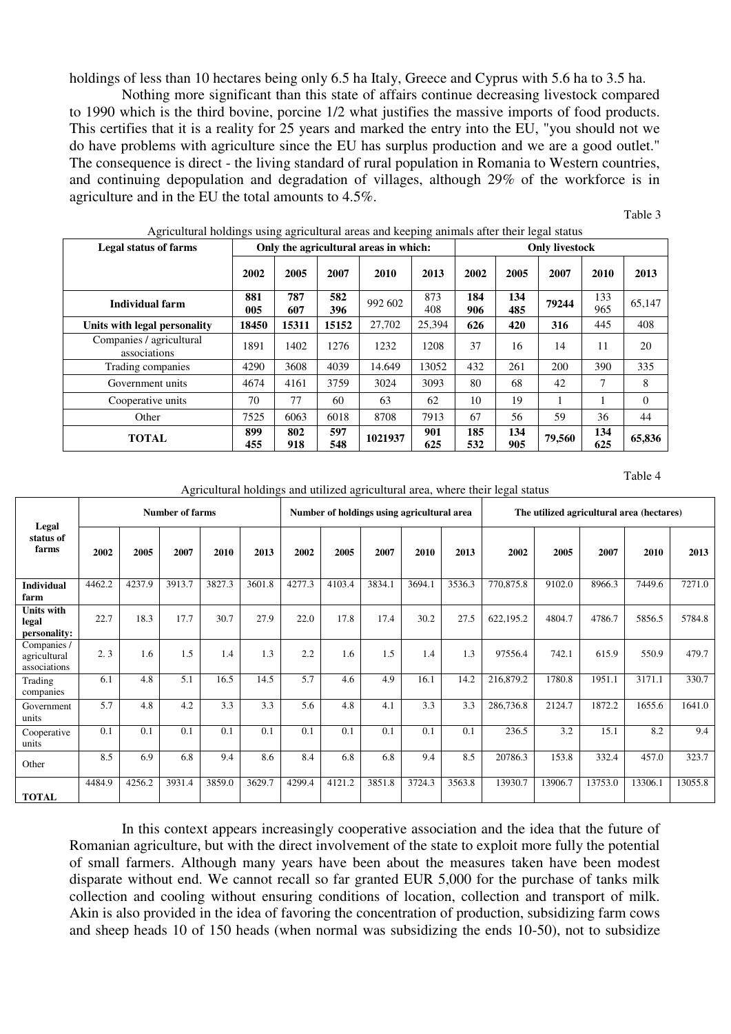holdings of less than 10 hectares being only 6.5 ha Italy, Greece and Cyprus with 5.6 ha to 3.5 ha.

Nothing more significant than this state of affairs continue decreasing livestock compared to 1990 which is the third bovine, porcine 1/2 what justifies the massive imports of food products. This certifies that it is a reality for 25 years and marked the entry into the EU, "you should not we do have problems with agriculture since the EU has surplus production and we are a good outlet." The consequence is direct - the living standard of rural population in Romania to Western countries, and continuing depopulation and degradation of villages, although 29% of the workforce is in agriculture and in the EU the total amounts to 4.5%.

Table 3

Agricultural holdings using agricultural areas and keeping animals after their legal status

| Legal status of farms | Only the agricultural areas in which: | | | | | Only livestock | | | | |
|---|---|---|---|---|---|---|---|---|---|---|
| | 2002 | 2005 | 2007 | 2010 | 2013 | 2002 | 2005 | 2007 | 2010 | 2013 |
| **Individual farm** | **881 005** | **787 607** | **582 396** | 992 602 | 873 408 | **184 906** | **134 485** | **79244** | 133 965 | 65,147 |
| **Units with legal personality** | **18450** | **15311** | **15152** | 27,702 | 25,394 | **626** | **420** | **316** | 445 | 408 |
| Companies / agricultural associations | 1891 | 1402 | 1276 | 1232 | 1208 | 37 | 16 | 14 | 11 | 20 |
| Trading companies | 4290 | 3608 | 4039 | 14.649 | 13052 | 432 | 261 | 200 | 390 | 335 |
| Government units | 4674 | 4161 | 3759 | 3024 | 3093 | 80 | 68 | 42 | 7 | 8 |
| Cooperative units | 70 | 77 | 60 | 63 | 62 | 10 | 19 | 1 | 1 | 0 |
| Other | 7525 | 6063 | 6018 | 8708 | 7913 | 67 | 56 | 59 | 36 | 44 |
| **TOTAL** | **899 455** | **802 918** | **597 548** | **1021937** | **901 625** | **185 532** | **134 905** | **79,560** | **134 625** | **65,836** |

Table 4

Agricultural holdings and utilized agricultural area, where their legal status

| Legal status of farms | Number of farms | | | | | Number of holdings using agricultural area | | | | | The utilized agricultural area (hectares) | | | | |
|---|---|---|---|---|---|---|---|---|---|---|---|---|---|---|---|
| | 2002 | 2005 | 2007 | 2010 | 2013 | 2002 | 2005 | 2007 | 2010 | 2013 | 2002 | 2005 | 2007 | 2010 | 2013 |
| **Individual farm** | 4462.2 | 4237.9 | 3913.7 | 3827.3 | 3601.8 | 4277.3 | 4103.4 | 3834.1 | 3694.1 | 3536.3 | 770,875.8 | 9102.0 | 8966.3 | 7449.6 | 7271.0 |
| **Units with legal personality:** | 22.7 | 18.3 | 17.7 | 30.7 | 27.9 | 22.0 | 17.8 | 17.4 | 30.2 | 27.5 | 622,195.2 | 4804.7 | 4786.7 | 5856.5 | 5784.8 |
| Companies / agricultural associations | 2. 3 | 1.6 | 1.5 | 1.4 | 1.3 | 2.2 | 1.6 | 1.5 | 1.4 | 1.3 | 97556.4 | 742.1 | 615.9 | 550.9 | 479.7 |
| Trading companies | 6.1 | 4.8 | 5.1 | 16.5 | 14.5 | 5.7 | 4.6 | 4.9 | 16.1 | 14.2 | 216,879.2 | 1780.8 | 1951.1 | 3171.1 | 330.7 |
| Government units | 5.7 | 4.8 | 4.2 | 3.3 | 3.3 | 5.6 | 4.8 | 4.1 | 3.3 | 3.3 | 286,736.8 | 2124.7 | 1872.2 | 1655.6 | 1641.0 |
| Cooperative units | 0.1 | 0.1 | 0.1 | 0.1 | 0.1 | 0.1 | 0.1 | 0.1 | 0.1 | 0.1 | 236.5 | 3.2 | 15.1 | 8.2 | 9.4 |
| Other | 8.5 | 6.9 | 6.8 | 9.4 | 8.6 | 8.4 | 6.8 | 6.8 | 9.4 | 8.5 | 20786.3 | 153.8 | 332.4 | 457.0 | 323.7 |
| **TOTAL** | 4484.9 | 4256.2 | 3931.4 | 3859.0 | 3629.7 | 4299.4 | 4121.2 | 3851.8 | 3724.3 | 3563.8 | 13930.7 | 13906.7 | 13753.0 | 13306.1 | 13055.8 |

In this context appears increasingly cooperative association and the idea that the future of Romanian agriculture, but with the direct involvement of the state to exploit more fully the potential of small farmers. Although many years have been about the measures taken have been modest disparate without end. We cannot recall so far granted EUR 5,000 for the purchase of tanks milk collection and cooling without ensuring conditions of location, collection and transport of milk. Akin is also provided in the idea of favoring the concentration of production, subsidizing farm cows and sheep heads 10 of 150 heads (when normal was subsidizing the ends 10-50), not to subsidize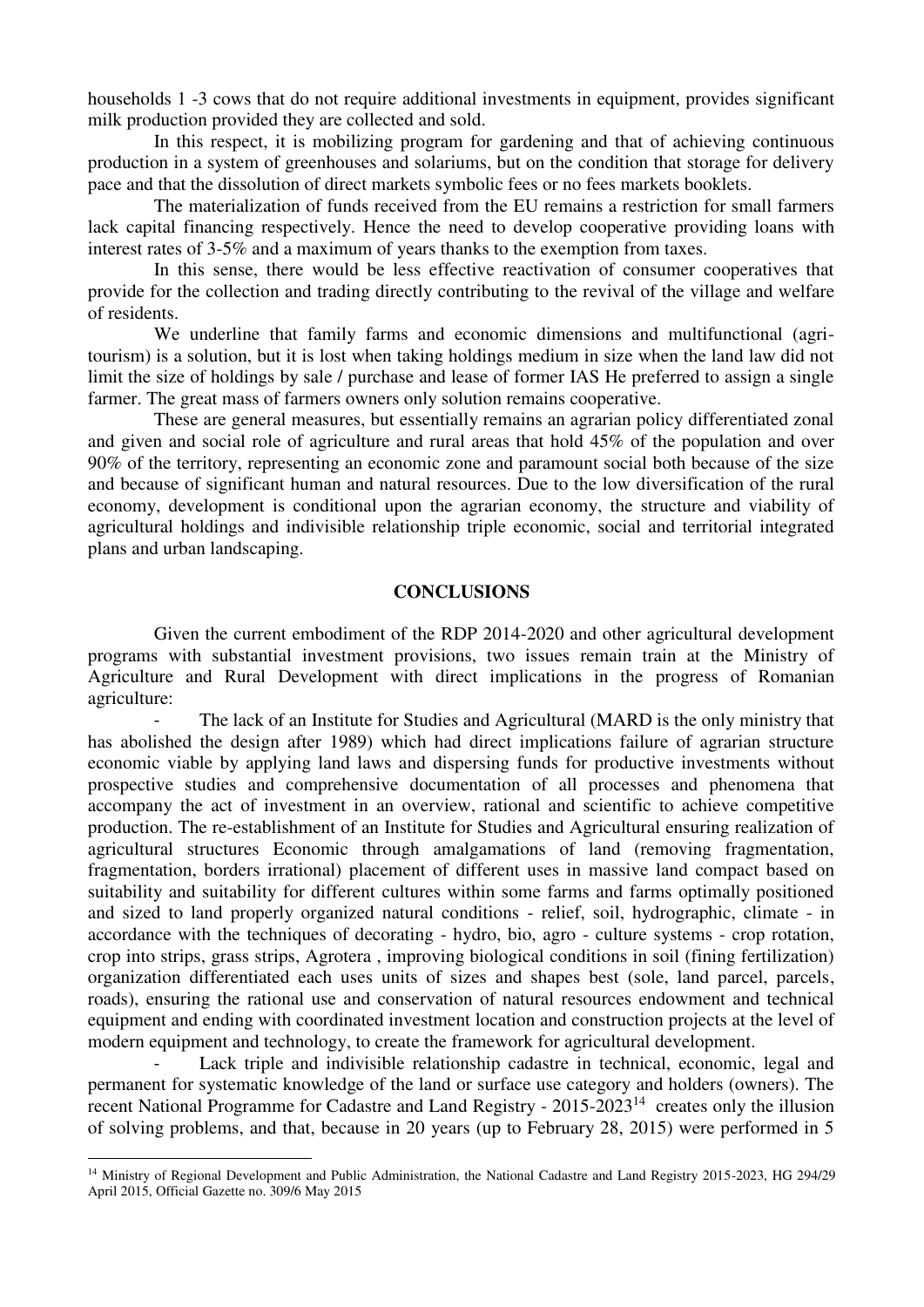households 1 -3 cows that do not require additional investments in equipment, provides significant milk production provided they are collected and sold.

In this respect, it is mobilizing program for gardening and that of achieving continuous production in a system of greenhouses and solariums, but on the condition that storage for delivery pace and that the dissolution of direct markets symbolic fees or no fees markets booklets.

The materialization of funds received from the EU remains a restriction for small farmers lack capital financing respectively. Hence the need to develop cooperative providing loans with interest rates of 3-5% and a maximum of years thanks to the exemption from taxes.

In this sense, there would be less effective reactivation of consumer cooperatives that provide for the collection and trading directly contributing to the revival of the village and welfare of residents.

We underline that family farms and economic dimensions and multifunctional (agri-tourism) is a solution, but it is lost when taking holdings medium in size when the land law did not limit the size of holdings by sale / purchase and lease of former IAS He preferred to assign a single farmer. The great mass of farmers owners only solution remains cooperative.

These are general measures, but essentially remains an agrarian policy differentiated zonal and given and social role of agriculture and rural areas that hold 45% of the population and over 90% of the territory, representing an economic zone and paramount social both because of the size and because of significant human and natural resources. Due to the low diversification of the rural economy, development is conditional upon the agrarian economy, the structure and viability of agricultural holdings and indivisible relationship triple economic, social and territorial integrated plans and urban landscaping.

## CONCLUSIONS

Given the current embodiment of the RDP 2014-2020 and other agricultural development programs with substantial investment provisions, two issues remain train at the Ministry of Agriculture and Rural Development with direct implications in the progress of Romanian agriculture:

- The lack of an Institute for Studies and Agricultural (MARD is the only ministry that has abolished the design after 1989) which had direct implications failure of agrarian structure economic viable by applying land laws and dispersing funds for productive investments without prospective studies and comprehensive documentation of all processes and phenomena that accompany the act of investment in an overview, rational and scientific to achieve competitive production. The re-establishment of an Institute for Studies and Agricultural ensuring realization of agricultural structures Economic through amalgamations of land (removing fragmentation, fragmentation, borders irrational) placement of different uses in massive land compact based on suitability and suitability for different cultures within some farms and farms optimally positioned and sized to land properly organized natural conditions - relief, soil, hydrographic, climate - in accordance with the techniques of decorating - hydro, bio, agro - culture systems - crop rotation, crop into strips, grass strips, Agrotera , improving biological conditions in soil (fining fertilization) organization differentiated each uses units of sizes and shapes best (sole, land parcel, parcels, roads), ensuring the rational use and conservation of natural resources endowment and technical equipment and ending with coordinated investment location and construction projects at the level of modern equipment and technology, to create the framework for agricultural development.

- Lack triple and indivisible relationship cadastre in technical, economic, legal and permanent for systematic knowledge of the land or surface use category and holders (owners). The recent National Programme for Cadastre and Land Registry - 2015-2023[14] creates only the illusion of solving problems, and that, because in 20 years (up to February 28, 2015) were performed in 5

---

[14] Ministry of Regional Development and Public Administration, the National Cadastre and Land Registry 2015-2023, HG 294/29 April 2015, Official Gazette no. 309/6 May 2015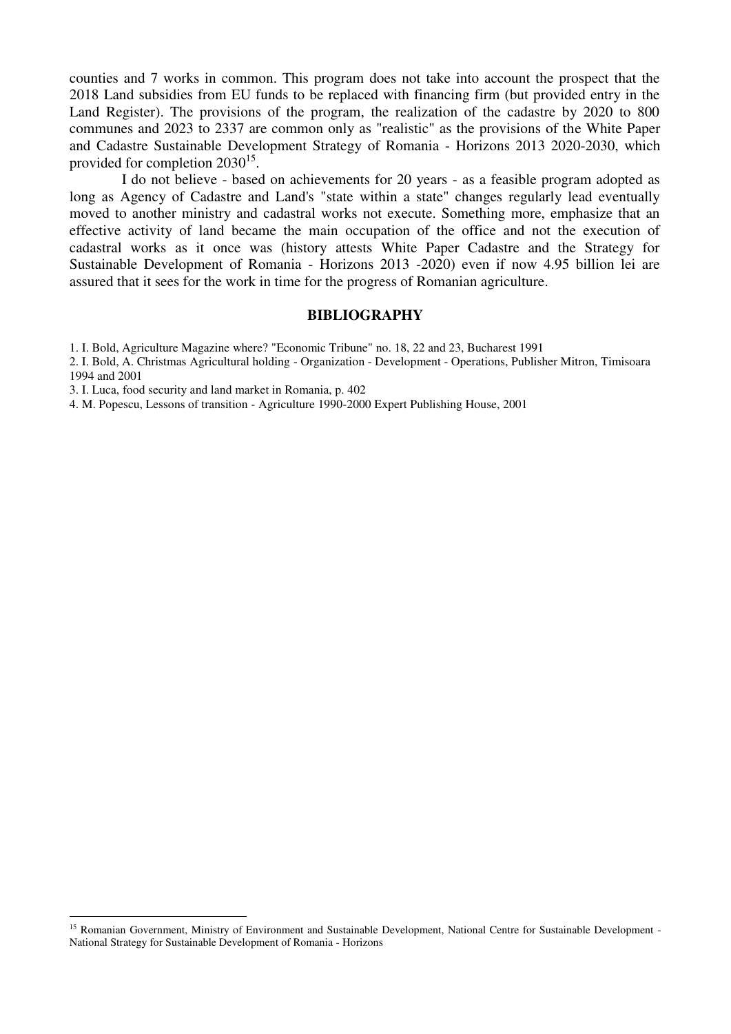counties and 7 works in common. This program does not take into account the prospect that the 2018 Land subsidies from EU funds to be replaced with financing firm (but provided entry in the Land Register). The provisions of the program, the realization of the cadastre by 2020 to 800 communes and 2023 to 2337 are common only as "realistic" as the provisions of the White Paper and Cadastre Sustainable Development Strategy of Romania - Horizons 2013 2020-2030, which provided for completion 2030[15].

I do not believe - based on achievements for 20 years - as a feasible program adopted as long as Agency of Cadastre and Land's "state within a state" changes regularly lead eventually moved to another ministry and cadastral works not execute. Something more, emphasize that an effective activity of land became the main occupation of the office and not the execution of cadastral works as it once was (history attests White Paper Cadastre and the Strategy for Sustainable Development of Romania - Horizons 2013 -2020) even if now 4.95 billion lei are assured that it sees for the work in time for the progress of Romanian agriculture.

## BIBLIOGRAPHY

1. I. Bold, Agriculture Magazine where? "Economic Tribune" no. 18, 22 and 23, Bucharest 1991
2. I. Bold, A. Christmas Agricultural holding - Organization - Development - Operations, Publisher Mitron, Timisoara 1994 and 2001
3. I. Luca, food security and land market in Romania, p. 402
4. M. Popescu, Lessons of transition - Agriculture 1990-2000 Expert Publishing House, 2001

---

[15] Romanian Government, Ministry of Environment and Sustainable Development, National Centre for Sustainable Development - National Strategy for Sustainable Development of Romania - Horizons